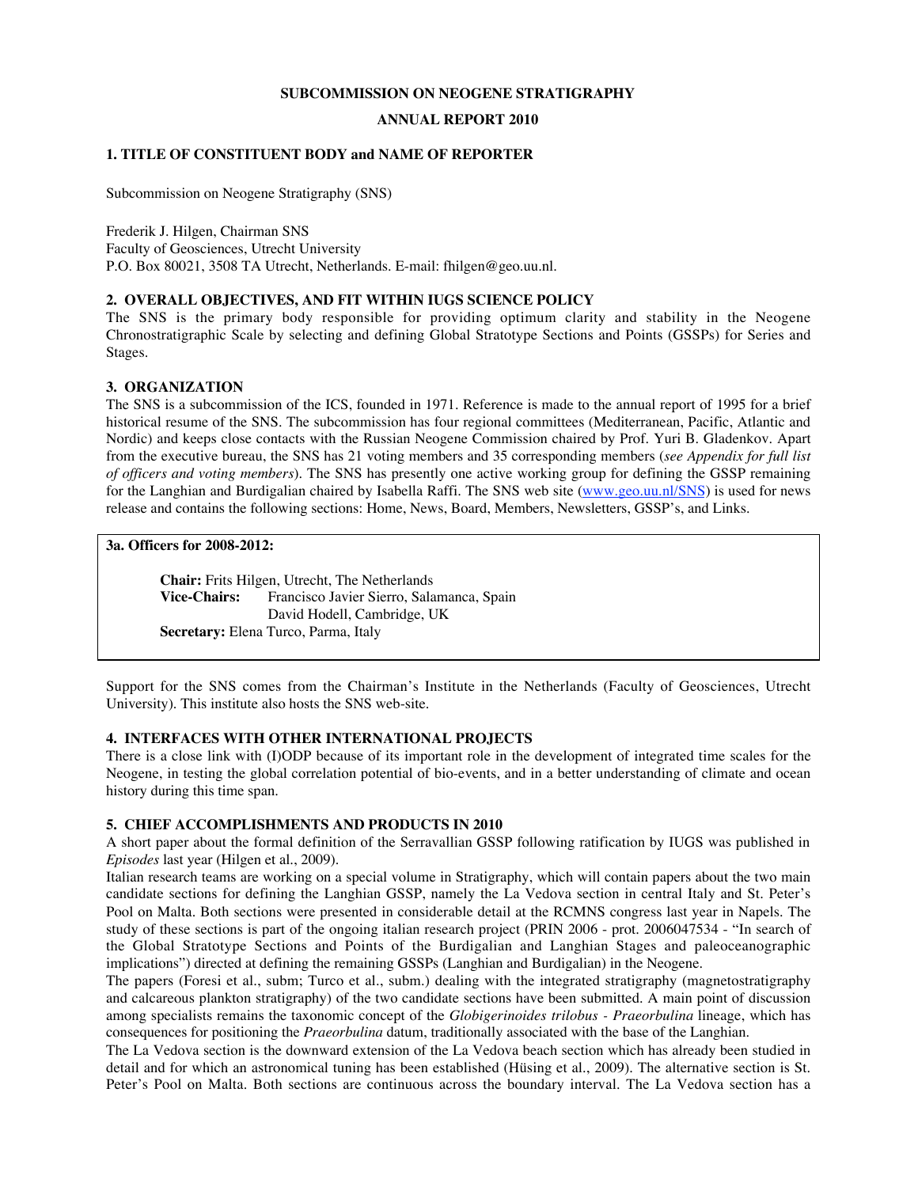**SUBCOMMISSION ON NEOGENE STRATIGRAPHY**

**ANNUAL REPORT 2010**

## 1. TITLE OF CONSTITUENT BODY and NAME OF REPORTER

Subcommission on Neogene Stratigraphy (SNS)

Frederik J. Hilgen, Chairman SNS
Faculty of Geosciences, Utrecht University
P.O. Box 80021, 3508 TA Utrecht, Netherlands. E-mail: fhilgen@geo.uu.nl.

## 2. OVERALL OBJECTIVES, AND FIT WITHIN IUGS SCIENCE POLICY

The SNS is the primary body responsible for providing optimum clarity and stability in the Neogene Chronostratigraphic Scale by selecting and defining Global Stratotype Sections and Points (GSSPs) for Series and Stages.

## 3. ORGANIZATION

The SNS is a subcommission of the ICS, founded in 1971. Reference is made to the annual report of 1995 for a brief historical resume of the SNS. The subcommission has four regional committees (Mediterranean, Pacific, Atlantic and Nordic) and keeps close contacts with the Russian Neogene Commission chaired by Prof. Yuri B. Gladenkov. Apart from the executive bureau, the SNS has 21 voting members and 35 corresponding members (*see Appendix for full list of officers and voting members*). The SNS has presently one active working group for defining the GSSP remaining for the Langhian and Burdigalian chaired by Isabella Raffi. The SNS web site (www.geo.uu.nl/SNS) is used for news release and contains the following sections: Home, News, Board, Members, Newsletters, GSSP's, and Links.

**3a. Officers for 2008-2012:**

**Chair:** Frits Hilgen, Utrecht, The Netherlands
**Vice-Chairs:** Francisco Javier Sierro, Salamanca, Spain
David Hodell, Cambridge, UK
**Secretary:** Elena Turco, Parma, Italy

Support for the SNS comes from the Chairman's Institute in the Netherlands (Faculty of Geosciences, Utrecht University). This institute also hosts the SNS web-site.

## 4. INTERFACES WITH OTHER INTERNATIONAL PROJECTS

There is a close link with (I)ODP because of its important role in the development of integrated time scales for the Neogene, in testing the global correlation potential of bio-events, and in a better understanding of climate and ocean history during this time span.

## 5. CHIEF ACCOMPLISHMENTS AND PRODUCTS IN 2010

A short paper about the formal definition of the Serravallian GSSP following ratification by IUGS was published in *Episodes* last year (Hilgen et al., 2009).

Italian research teams are working on a special volume in Stratigraphy, which will contain papers about the two main candidate sections for defining the Langhian GSSP, namely the La Vedova section in central Italy and St. Peter's Pool on Malta. Both sections were presented in considerable detail at the RCMNS congress last year in Napels. The study of these sections is part of the ongoing italian research project (PRIN 2006 - prot. 2006047534 - "In search of the Global Stratotype Sections and Points of the Burdigalian and Langhian Stages and paleoceanographic implications") directed at defining the remaining GSSPs (Langhian and Burdigalian) in the Neogene.

The papers (Foresi et al., subm; Turco et al., subm.) dealing with the integrated stratigraphy (magnetostratigraphy and calcareous plankton stratigraphy) of the two candidate sections have been submitted. A main point of discussion among specialists remains the taxonomic concept of the *Globigerinoides trilobus - Praeorbulina* lineage, which has consequences for positioning the *Praeorbulina* datum, traditionally associated with the base of the Langhian.

The La Vedova section is the downward extension of the La Vedova beach section which has already been studied in detail and for which an astronomical tuning has been established (Hüsing et al., 2009). The alternative section is St. Peter's Pool on Malta. Both sections are continuous across the boundary interval. The La Vedova section has a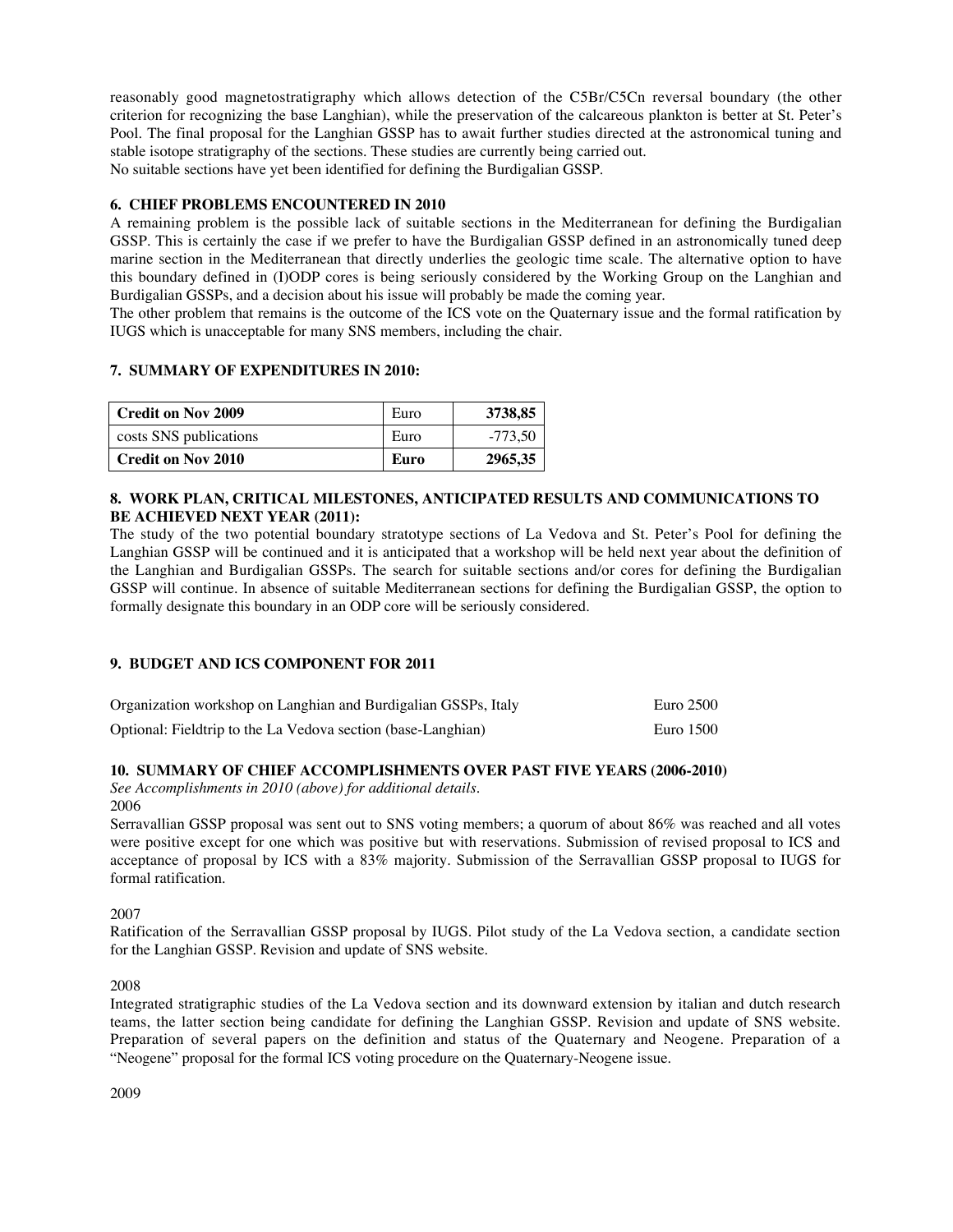reasonably good magnetostratigraphy which allows detection of the C5Br/C5Cn reversal boundary (the other criterion for recognizing the base Langhian), while the preservation of the calcareous plankton is better at St. Peter's Pool. The final proposal for the Langhian GSSP has to await further studies directed at the astronomical tuning and stable isotope stratigraphy of the sections. These studies are currently being carried out.
No suitable sections have yet been identified for defining the Burdigalian GSSP.

## 6. CHIEF PROBLEMS ENCOUNTERED IN 2010

A remaining problem is the possible lack of suitable sections in the Mediterranean for defining the Burdigalian GSSP. This is certainly the case if we prefer to have the Burdigalian GSSP defined in an astronomically tuned deep marine section in the Mediterranean that directly underlies the geologic time scale. The alternative option to have this boundary defined in (I)ODP cores is being seriously considered by the Working Group on the Langhian and Burdigalian GSSPs, and a decision about his issue will probably be made the coming year.
The other problem that remains is the outcome of the ICS vote on the Quaternary issue and the formal ratification by IUGS which is unacceptable for many SNS members, including the chair.

## 7. SUMMARY OF EXPENDITURES IN 2010:

| **Credit on Nov 2009** | Euro | **3738,85** |
|---|---|---|
| costs SNS publications | Euro | -773,50 |
| **Credit on Nov 2010** | **Euro** | **2965,35** |

## 8. WORK PLAN, CRITICAL MILESTONES, ANTICIPATED RESULTS AND COMMUNICATIONS TO BE ACHIEVED NEXT YEAR (2011):

The study of the two potential boundary stratotype sections of La Vedova and St. Peter's Pool for defining the Langhian GSSP will be continued and it is anticipated that a workshop will be held next year about the definition of the Langhian and Burdigalian GSSPs. The search for suitable sections and/or cores for defining the Burdigalian GSSP will continue. In absence of suitable Mediterranean sections for defining the Burdigalian GSSP, the option to formally designate this boundary in an ODP core will be seriously considered.

## 9. BUDGET AND ICS COMPONENT FOR 2011

| | |
|---|---|
| Organization workshop on Langhian and Burdigalian GSSPs, Italy | Euro 2500 |
| Optional: Fieldtrip to the La Vedova section (base-Langhian) | Euro 1500 |

## 10. SUMMARY OF CHIEF ACCOMPLISHMENTS OVER PAST FIVE YEARS (2006-2010)

*See Accomplishments in 2010 (above) for additional details.*

2006

Serravallian GSSP proposal was sent out to SNS voting members; a quorum of about 86% was reached and all votes were positive except for one which was positive but with reservations. Submission of revised proposal to ICS and acceptance of proposal by ICS with a 83% majority. Submission of the Serravallian GSSP proposal to IUGS for formal ratification.

2007

Ratification of the Serravallian GSSP proposal by IUGS. Pilot study of the La Vedova section, a candidate section for the Langhian GSSP. Revision and update of SNS website.

2008

Integrated stratigraphic studies of the La Vedova section and its downward extension by italian and dutch research teams, the latter section being candidate for defining the Langhian GSSP. Revision and update of SNS website. Preparation of several papers on the definition and status of the Quaternary and Neogene. Preparation of a "Neogene" proposal for the formal ICS voting procedure on the Quaternary-Neogene issue.

2009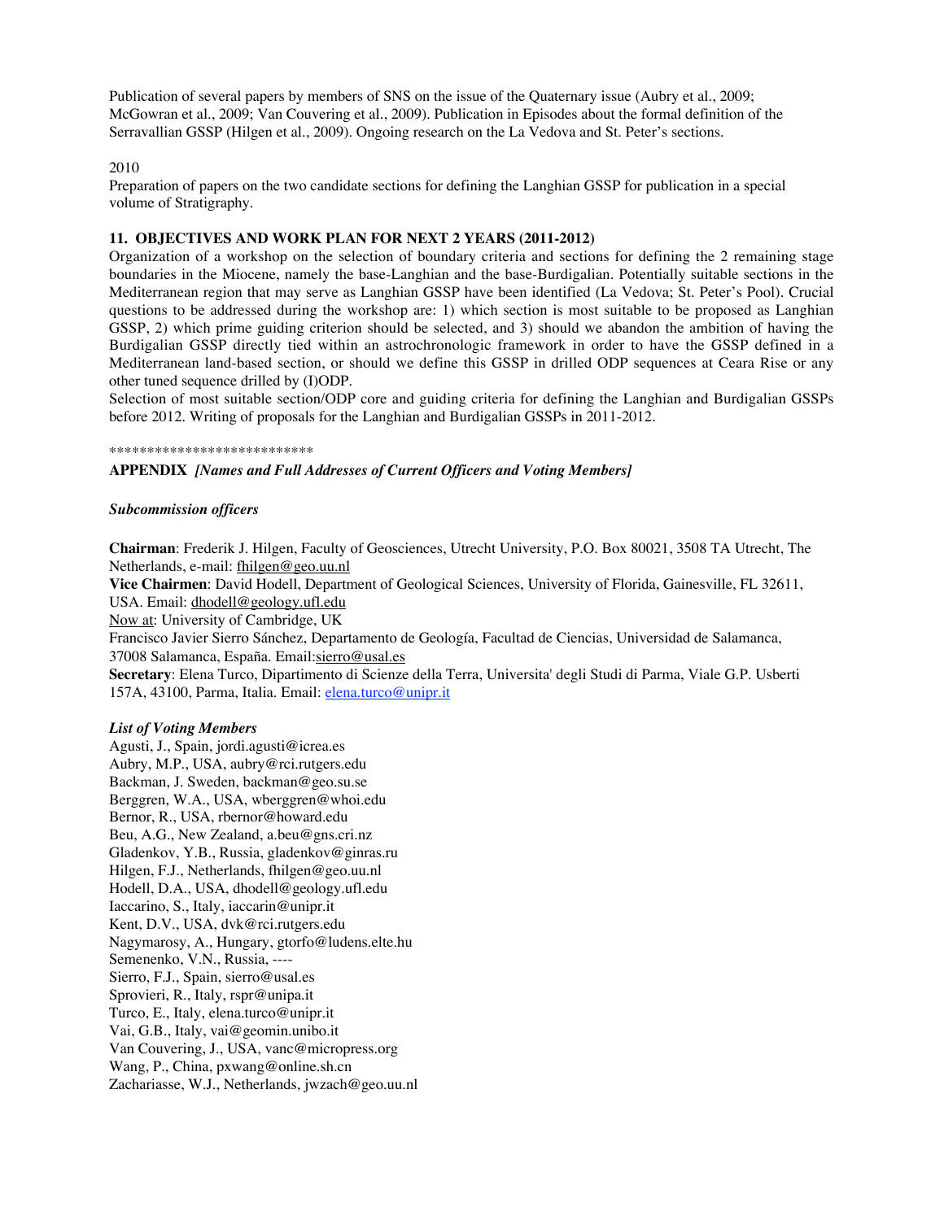Publication of several papers by members of SNS on the issue of the Quaternary issue (Aubry et al., 2009; McGowran et al., 2009; Van Couvering et al., 2009). Publication in Episodes about the formal definition of the Serravallian GSSP (Hilgen et al., 2009). Ongoing research on the La Vedova and St. Peter's sections.

2010

Preparation of papers on the two candidate sections for defining the Langhian GSSP for publication in a special volume of Stratigraphy.

**11. OBJECTIVES AND WORK PLAN FOR NEXT 2 YEARS (2011-2012)**

Organization of a workshop on the selection of boundary criteria and sections for defining the 2 remaining stage boundaries in the Miocene, namely the base-Langhian and the base-Burdigalian. Potentially suitable sections in the Mediterranean region that may serve as Langhian GSSP have been identified (La Vedova; St. Peter's Pool). Crucial questions to be addressed during the workshop are: 1) which section is most suitable to be proposed as Langhian GSSP, 2) which prime guiding criterion should be selected, and 3) should we abandon the ambition of having the Burdigalian GSSP directly tied within an astrochronologic framework in order to have the GSSP defined in a Mediterranean land-based section, or should we define this GSSP in drilled ODP sequences at Ceara Rise or any other tuned sequence drilled by (I)ODP.

Selection of most suitable section/ODP core and guiding criteria for defining the Langhian and Burdigalian GSSPs before 2012. Writing of proposals for the Langhian and Burdigalian GSSPs in 2011-2012.

***************************

**APPENDIX** ***[Names and Full Addresses of Current Officers and Voting Members]***

***Subcommission officers***

**Chairman**: Frederik J. Hilgen, Faculty of Geosciences, Utrecht University, P.O. Box 80021, 3508 TA Utrecht, The Netherlands, e-mail: fhilgen@geo.uu.nl

**Vice Chairmen**: David Hodell, Department of Geological Sciences, University of Florida, Gainesville, FL 32611, USA. Email: dhodell@geology.ufl.edu

Now at: University of Cambridge, UK

Francisco Javier Sierro Sánchez, Departamento de Geología, Facultad de Ciencias, Universidad de Salamanca, 37008 Salamanca, España. Email:sierro@usal.es

**Secretary**: Elena Turco, Dipartimento di Scienze della Terra, Universita' degli Studi di Parma, Viale G.P. Usberti 157A, 43100, Parma, Italia. Email: elena.turco@unipr.it

***List of Voting Members***

Agusti, J., Spain, jordi.agusti@icrea.es
Aubry, M.P., USA, aubry@rci.rutgers.edu
Backman, J. Sweden, backman@geo.su.se
Berggren, W.A., USA, wberggren@whoi.edu
Bernor, R., USA, rbernor@howard.edu
Beu, A.G., New Zealand, a.beu@gns.cri.nz
Gladenkov, Y.B., Russia, gladenkov@ginras.ru
Hilgen, F.J., Netherlands, fhilgen@geo.uu.nl
Hodell, D.A., USA, dhodell@geology.ufl.edu
Iaccarino, S., Italy, iaccarin@unipr.it
Kent, D.V., USA, dvk@rci.rutgers.edu
Nagymarosy, A., Hungary, gtorfo@ludens.elte.hu
Semenenko, V.N., Russia, ----
Sierro, F.J., Spain, sierro@usal.es
Sprovieri, R., Italy, rspr@unipa.it
Turco, E., Italy, elena.turco@unipr.it
Vai, G.B., Italy, vai@geomin.unibo.it
Van Couvering, J., USA, vanc@micropress.org
Wang, P., China, pxwang@online.sh.cn
Zachariasse, W.J., Netherlands, jwzach@geo.uu.nl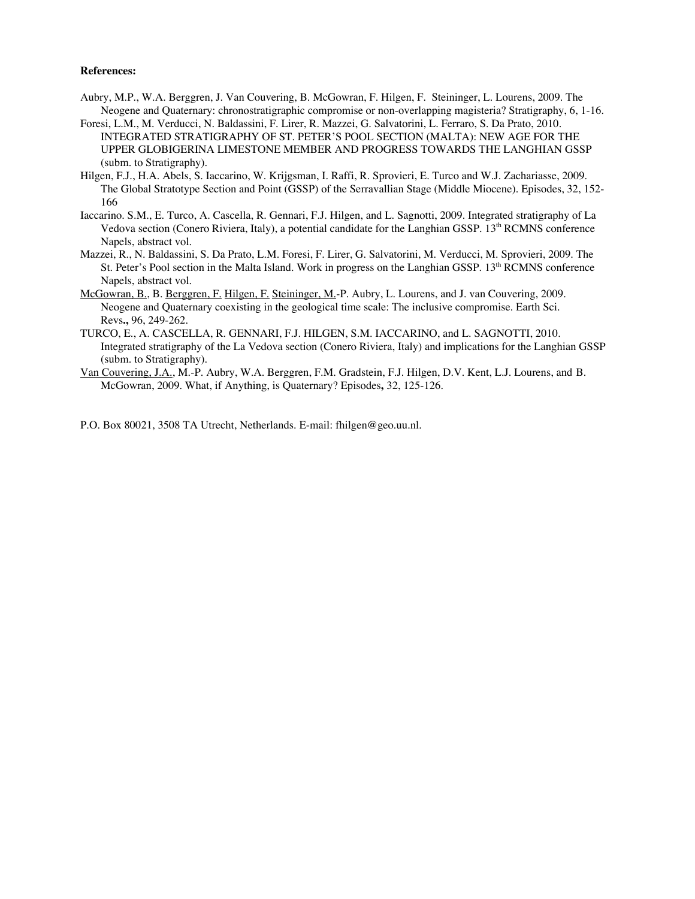**References:**

Aubry, M.P., W.A. Berggren, J. Van Couvering, B. McGowran, F. Hilgen, F. Steininger, L. Lourens, 2009. The Neogene and Quaternary: chronostratigraphic compromise or non-overlapping magisteria? Stratigraphy, 6, 1-16.

Foresi, L.M., M. Verducci, N. Baldassini, F. Lirer, R. Mazzei, G. Salvatorini, L. Ferraro, S. Da Prato, 2010. INTEGRATED STRATIGRAPHY OF ST. PETER'S POOL SECTION (MALTA): NEW AGE FOR THE UPPER GLOBIGERINA LIMESTONE MEMBER AND PROGRESS TOWARDS THE LANGHIAN GSSP (subm. to Stratigraphy).

Hilgen, F.J., H.A. Abels, S. Iaccarino, W. Krijgsman, I. Raffi, R. Sprovieri, E. Turco and W.J. Zachariasse, 2009. The Global Stratotype Section and Point (GSSP) of the Serravallian Stage (Middle Miocene). Episodes, 32, 152-166

Iaccarino. S.M., E. Turco, A. Cascella, R. Gennari, F.J. Hilgen, and L. Sagnotti, 2009. Integrated stratigraphy of La Vedova section (Conero Riviera, Italy), a potential candidate for the Langhian GSSP. 13th RCMNS conference Napels, abstract vol.

Mazzei, R., N. Baldassini, S. Da Prato, L.M. Foresi, F. Lirer, G. Salvatorini, M. Verducci, M. Sprovieri, 2009. The St. Peter's Pool section in the Malta Island. Work in progress on the Langhian GSSP. 13th RCMNS conference Napels, abstract vol.

McGowran, B., B. Berggren, F. Hilgen, F. Steininger, M.-P. Aubry, L. Lourens, and J. van Couvering, 2009. Neogene and Quaternary coexisting in the geological time scale: The inclusive compromise. Earth Sci. Revs**.,** 96, 249-262.

TURCO, E., A. CASCELLA, R. GENNARI, F.J. HILGEN, S.M. IACCARINO, and L. SAGNOTTI, 2010. Integrated stratigraphy of the La Vedova section (Conero Riviera, Italy) and implications for the Langhian GSSP (subm. to Stratigraphy).

Van Couvering, J.A., M.-P. Aubry, W.A. Berggren, F.M. Gradstein, F.J. Hilgen, D.V. Kent, L.J. Lourens, and B. McGowran, 2009. What, if Anything, is Quaternary? Episodes**,** 32, 125-126.

P.O. Box 80021, 3508 TA Utrecht, Netherlands. E-mail: fhilgen@geo.uu.nl.